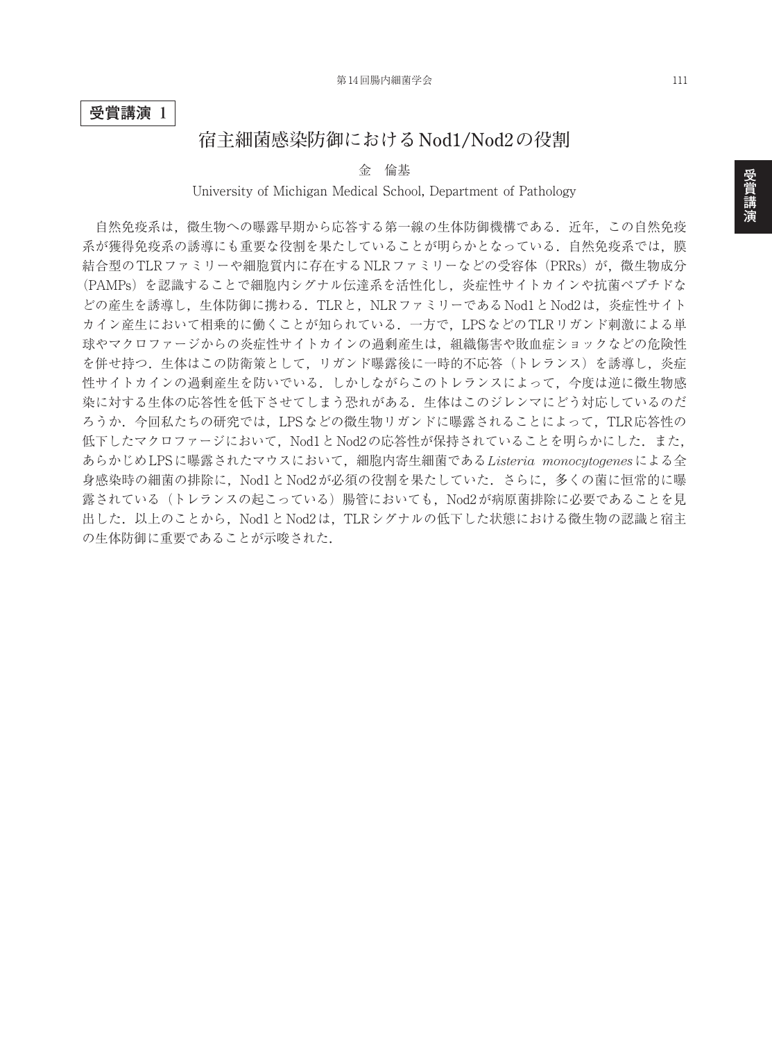**受賞講演 1**

# 宿主細菌感染防御におけるNod1/Nod2の役割

金　倫基

University of Michigan Medical School, Department of Pathology

自然免疫系は，微生物への曝露早期から応答する第一線の生体防御機構である．近年，この自然免疫系が獲得免疫系の誘導にも重要な役割を果たしていることが明らかとなっている．自然免疫系では，膜結合型のTLRファミリーや細胞質内に存在するNLRファミリーなどの受容体（PRRs）が，微生物成分（PAMPs）を認識することで細胞内シグナル伝達系を活性化し，炎症性サイトカインや抗菌ペプチドなどの産生を誘導し，生体防御に携わる．TLRと，NLRファミリーであるNod1とNod2は，炎症性サイトカイン産生において相乗的に働くことが知られている．一方で，LPSなどのTLRリガンド刺激による単球やマクロファージからの炎症性サイトカインの過剰産生は，組織傷害や敗血症ショックなどの危険性を併せ持つ．生体はこの防衛策として，リガンド曝露後に一時的不応答（トレランス）を誘導し，炎症性サイトカインの過剰産生を防いでいる．しかしながらこのトレランスによって，今度は逆に微生物感染に対する生体の応答性を低下させてしまう恐れがある．生体はこのジレンマにどう対応しているのだろうか．今回私たちの研究では，LPSなどの微生物リガンドに曝露されることによって，TLR応答性の低下したマクロファージにおいて，Nod1とNod2の応答性が保持されていることを明らかにした．また，あらかじめLPSに曝露されたマウスにおいて，細胞内寄生細菌である*Listeria monocytogenes*による全身感染時の細菌の排除に，Nod1とNod2が必須の役割を果たしていた．さらに，多くの菌に恒常的に曝露されている（トレランスの起こっている）腸管においても，Nod2が病原菌排除に必要であることを見出した．以上のことから，Nod1とNod2は，TLRシグナルの低下した状態における微生物の認識と宿主の生体防御に重要であることが示唆された．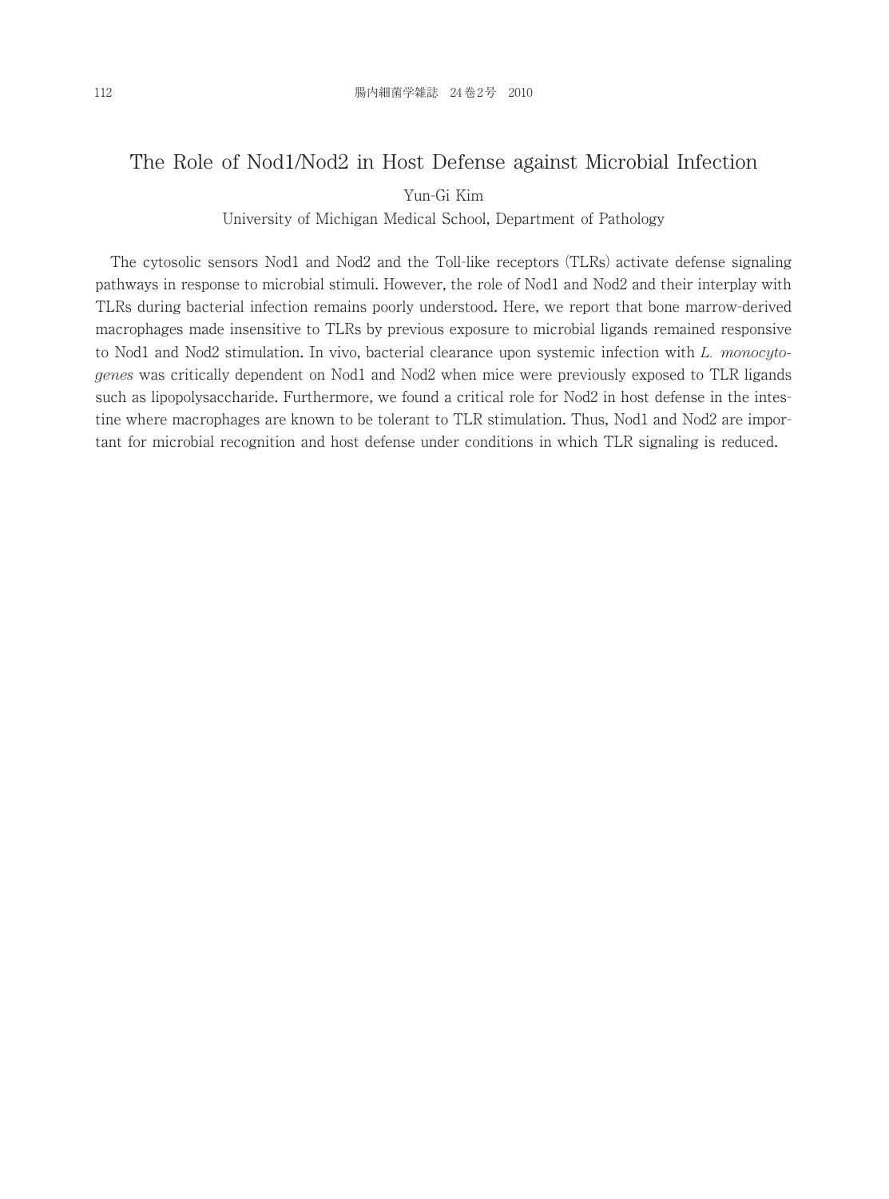# The Role of Nod1/Nod2 in Host Defense against Microbial Infection

Yun-Gi Kim

University of Michigan Medical School, Department of Pathology

The cytosolic sensors Nod1 and Nod2 and the Toll-like receptors (TLRs) activate defense signaling pathways in response to microbial stimuli. However, the role of Nod1 and Nod2 and their interplay with TLRs during bacterial infection remains poorly understood. Here, we report that bone marrow-derived macrophages made insensitive to TLRs by previous exposure to microbial ligands remained responsive to Nod1 and Nod2 stimulation. In vivo, bacterial clearance upon systemic infection with *L. monocytogenes* was critically dependent on Nod1 and Nod2 when mice were previously exposed to TLR ligands such as lipopolysaccharide. Furthermore, we found a critical role for Nod2 in host defense in the intestine where macrophages are known to be tolerant to TLR stimulation. Thus, Nod1 and Nod2 are important for microbial recognition and host defense under conditions in which TLR signaling is reduced.